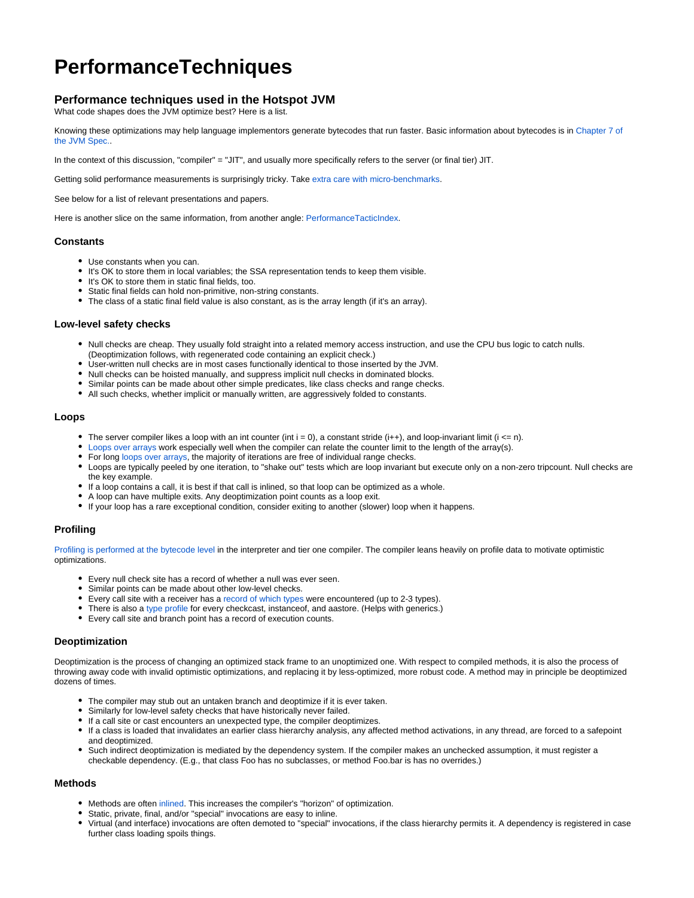# PerformanceTechniques

## Performance techniques used in the Hotspot JVM

What code shapes does the JVM optimize best? Here is a list.

Knowing these optimizations may help language implementors generate bytecodes that run faster. Basic information about bytecodes is in Chapter 7 of the JVM Spec..

In the context of this discussion, "compiler" = "JIT", and usually more specifically refers to the server (or final tier) JIT.

Getting solid performance measurements is surprisingly tricky. Take extra care with micro-benchmarks.

See below for a list of relevant presentations and papers.

Here is another slice on the same information, from another angle: PerformanceTacticIndex.

### Constants

- Use constants when you can.
- It's OK to store them in local variables; the SSA representation tends to keep them visible.
- It's OK to store them in static final fields, too.
- Static final fields can hold non-primitive, non-string constants.
- The class of a static final field value is also constant, as is the array length (if it's an array).

### Low-level safety checks

- Null checks are cheap. They usually fold straight into a related memory access instruction, and use the CPU bus logic to catch nulls. (Deoptimization follows, with regenerated code containing an explicit check.)
- User-written null checks are in most cases functionally identical to those inserted by the JVM.
- Null checks can be hoisted manually, and suppress implicit null checks in dominated blocks.
- Similar points can be made about other simple predicates, like class checks and range checks.
- All such checks, whether implicit or manually written, are aggressively folded to constants.

### Loops

- The server compiler likes a loop with an int counter (int i = 0), a constant stride (i++), and loop-invariant limit (i <= n).
- Loops over arrays work especially well when the compiler can relate the counter limit to the length of the array(s).
- For long loops over arrays, the majority of iterations are free of individual range checks.
- Loops are typically peeled by one iteration, to "shake out" tests which are loop invariant but execute only on a non-zero tripcount. Null checks are the key example.
- If a loop contains a call, it is best if that call is inlined, so that loop can be optimized as a whole.
- A loop can have multiple exits. Any deoptimization point counts as a loop exit.
- If your loop has a rare exceptional condition, consider exiting to another (slower) loop when it happens.

### Profiling

Profiling is performed at the bytecode level in the interpreter and tier one compiler. The compiler leans heavily on profile data to motivate optimistic optimizations.

- Every null check site has a record of whether a null was ever seen.
- Similar points can be made about other low-level checks.
- Every call site with a receiver has a record of which types were encountered (up to 2-3 types).
- There is also a type profile for every checkcast, instanceof, and aastore. (Helps with generics.)
- Every call site and branch point has a record of execution counts.

### Deoptimization

Deoptimization is the process of changing an optimized stack frame to an unoptimized one. With respect to compiled methods, it is also the process of throwing away code with invalid optimistic optimizations, and replacing it by less-optimized, more robust code. A method may in principle be deoptimized dozens of times.

- The compiler may stub out an untaken branch and deoptimize if it is ever taken.
- Similarly for low-level safety checks that have historically never failed.
- If a call site or cast encounters an unexpected type, the compiler deoptimizes.
- If a class is loaded that invalidates an earlier class hierarchy analysis, any affected method activations, in any thread, are forced to a safepoint and deoptimized.
- Such indirect deoptimization is mediated by the dependency system. If the compiler makes an unchecked assumption, it must register a checkable dependency. (E.g., that class Foo has no subclasses, or method Foo.bar is has no overrides.)

### Methods

- Methods are often inlined. This increases the compiler's "horizon" of optimization.
- Static, private, final, and/or "special" invocations are easy to inline.
- Virtual (and interface) invocations are often demoted to "special" invocations, if the class hierarchy permits it. A dependency is registered in case further class loading spoils things.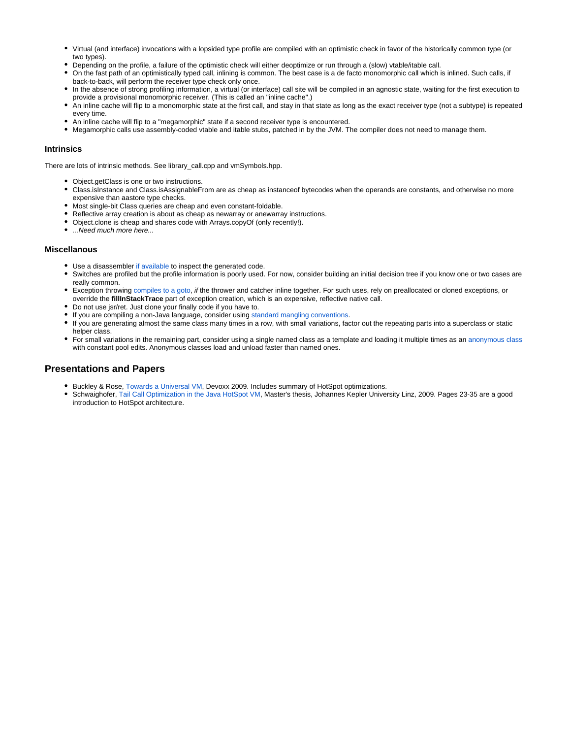- Virtual (and interface) invocations with a lopsided type profile are compiled with an optimistic check in favor of the historically common type (or two types).
- Depending on the profile, a failure of the optimistic check will either deoptimize or run through a (slow) vtable/itable call.
- On the fast path of an optimistically typed call, inlining is common. The best case is a de facto monomorphic call which is inlined. Such calls, if back-to-back, will perform the receiver type check only once.
- In the absence of strong profiling information, a virtual (or interface) call site will be compiled in an agnostic state, waiting for the first execution to provide a provisional monomorphic receiver. (This is called an "inline cache".)
- An inline cache will flip to a monomorphic state at the first call, and stay in that state as long as the exact receiver type (not a subtype) is repeated every time.
- An inline cache will flip to a "megamorphic" state if a second receiver type is encountered.
- Megamorphic calls use assembly-coded vtable and itable stubs, patched in by the JVM. The compiler does not need to manage them.

### Intrinsics

There are lots of intrinsic methods. See library_call.cpp and vmSymbols.hpp.

- Object.getClass is one or two instructions.
- Class.isInstance and Class.isAssignableFrom are as cheap as instanceof bytecodes when the operands are constants, and otherwise no more expensive than aastore type checks.
- Most single-bit Class queries are cheap and even constant-foldable.
- Reflective array creation is about as cheap as newarray or anewarray instructions.
- Object.clone is cheap and shares code with Arrays.copyOf (only recently!).
- ...*Need much more here*...

### Miscellanous

- Use a disassembler if available to inspect the generated code.
- Switches are profiled but the profile information is poorly used. For now, consider building an initial decision tree if you know one or two cases are really common.
- Exception throwing compiles to a goto, *if* the thrower and catcher inline together. For such uses, rely on preallocated or cloned exceptions, or override the **fillInStackTrace** part of exception creation, which is an expensive, reflective native call.
- Do not use jsr/ret. Just clone your finally code if you have to.
- If you are compiling a non-Java language, consider using standard mangling conventions.
- If you are generating almost the same class many times in a row, with small variations, factor out the repeating parts into a superclass or static helper class.
- For small variations in the remaining part, consider using a single named class as a template and loading it multiple times as an anonymous class with constant pool edits. Anonymous classes load and unload faster than named ones.

## Presentations and Papers

- Buckley & Rose, Towards a Universal VM, Devoxx 2009. Includes summary of HotSpot optimizations.
- Schwaighofer, Tail Call Optimization in the Java HotSpot VM, Master's thesis, Johannes Kepler University Linz, 2009. Pages 23-35 are a good introduction to HotSpot architecture.